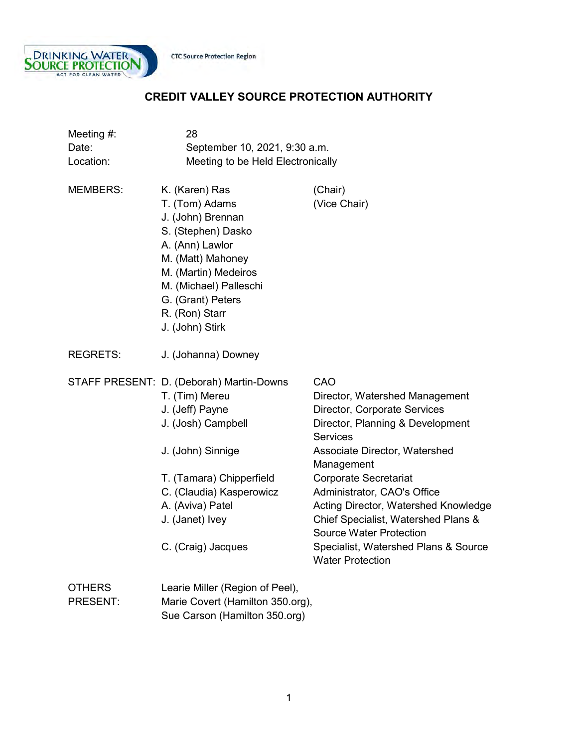DRINKING WATER SOURCE PROTECTION
ACT FOR CLEAN WATER

CTC Source Protection Region

# CREDIT VALLEY SOURCE PROTECTION AUTHORITY

| | |
|---|---|
| Meeting #: | 28 |
| Date: | September 10, 2021, 9:30 a.m. |
| Location: | Meeting to be Held Electronically |

| | | |
|---|---|---|
| MEMBERS: | K. (Karen) Ras | (Chair) |
| | T. (Tom) Adams | (Vice Chair) |
| | J. (John) Brennan | |
| | S. (Stephen) Dasko | |
| | A. (Ann) Lawlor | |
| | M. (Matt) Mahoney | |
| | M. (Martin) Medeiros | |
| | M. (Michael) Palleschi | |
| | G. (Grant) Peters | |
| | R. (Ron) Starr | |
| | J. (John) Stirk | |
| REGRETS: | J. (Johanna) Downey | |
| STAFF PRESENT: | D. (Deborah) Martin-Downs | CAO |
| | T. (Tim) Mereu | Director, Watershed Management |
| | J. (Jeff) Payne | Director, Corporate Services |
| | J. (Josh) Campbell | Director, Planning & Development Services |
| | J. (John) Sinnige | Associate Director, Watershed Management |
| | T. (Tamara) Chipperfield | Corporate Secretariat |
| | C. (Claudia) Kasperowicz | Administrator, CAO's Office |
| | A. (Aviva) Patel | Acting Director, Watershed Knowledge |
| | J. (Janet) Ivey | Chief Specialist, Watershed Plans & Source Water Protection |
| | C. (Craig) Jacques | Specialist, Watershed Plans & Source Water Protection |
| OTHERS PRESENT: | Learie Miller (Region of Peel), Marie Covert (Hamilton 350.org), Sue Carson (Hamilton 350.org) | |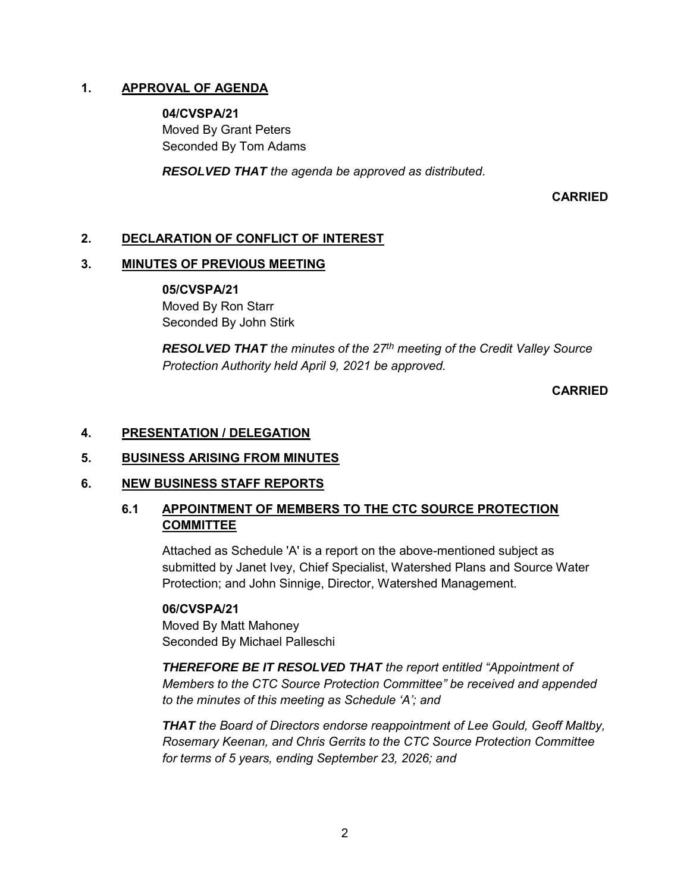## 1. APPROVAL OF AGENDA

**04/CVSPA/21**
Moved By Grant Peters
Seconded By Tom Adams

***RESOLVED THAT*** *the agenda be approved as distributed.*

**CARRIED**

## 2. DECLARATION OF CONFLICT OF INTEREST

## 3. MINUTES OF PREVIOUS MEETING

**05/CVSPA/21**
Moved By Ron Starr
Seconded By John Stirk

***RESOLVED THAT*** *the minutes of the 27th meeting of the Credit Valley Source Protection Authority held April 9, 2021 be approved.*

**CARRIED**

## 4. PRESENTATION / DELEGATION

## 5. BUSINESS ARISING FROM MINUTES

## 6. NEW BUSINESS STAFF REPORTS

### 6.1 APPOINTMENT OF MEMBERS TO THE CTC SOURCE PROTECTION COMMITTEE

Attached as Schedule 'A' is a report on the above-mentioned subject as submitted by Janet Ivey, Chief Specialist, Watershed Plans and Source Water Protection; and John Sinnige, Director, Watershed Management.

**06/CVSPA/21**
Moved By Matt Mahoney
Seconded By Michael Palleschi

***THEREFORE BE IT RESOLVED THAT*** *the report entitled "Appointment of Members to the CTC Source Protection Committee" be received and appended to the minutes of this meeting as Schedule 'A'; and*

***THAT*** *the Board of Directors endorse reappointment of Lee Gould, Geoff Maltby, Rosemary Keenan, and Chris Gerrits to the CTC Source Protection Committee for terms of 5 years, ending September 23, 2026; and*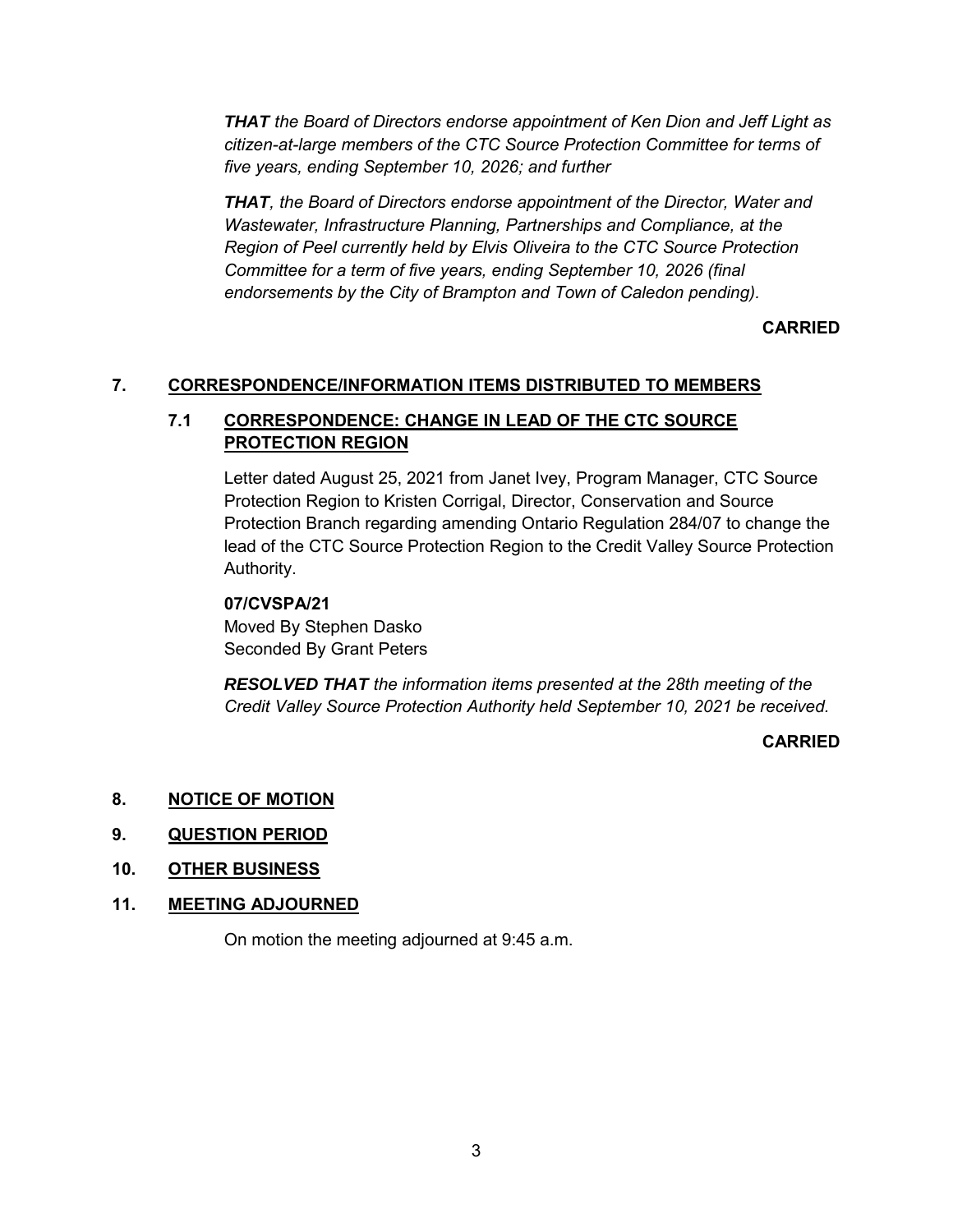***THAT*** *the Board of Directors endorse appointment of Ken Dion and Jeff Light as citizen-at-large members of the CTC Source Protection Committee for terms of five years, ending September 10, 2026; and further*

***THAT****, the Board of Directors endorse appointment of the Director, Water and Wastewater, Infrastructure Planning, Partnerships and Compliance, at the Region of Peel currently held by Elvis Oliveira to the CTC Source Protection Committee for a term of five years, ending September 10, 2026 (final endorsements by the City of Brampton and Town of Caledon pending).*

**CARRIED**

## 7. CORRESPONDENCE/INFORMATION ITEMS DISTRIBUTED TO MEMBERS

### 7.1 CORRESPONDENCE: CHANGE IN LEAD OF THE CTC SOURCE PROTECTION REGION

Letter dated August 25, 2021 from Janet Ivey, Program Manager, CTC Source Protection Region to Kristen Corrigal, Director, Conservation and Source Protection Branch regarding amending Ontario Regulation 284/07 to change the lead of the CTC Source Protection Region to the Credit Valley Source Protection Authority.

**07/CVSPA/21**
Moved By Stephen Dasko
Seconded By Grant Peters

***RESOLVED THAT*** *the information items presented at the 28th meeting of the Credit Valley Source Protection Authority held September 10, 2021 be received.*

**CARRIED**

## 8. NOTICE OF MOTION

## 9. QUESTION PERIOD

## 10. OTHER BUSINESS

## 11. MEETING ADJOURNED

On motion the meeting adjourned at 9:45 a.m.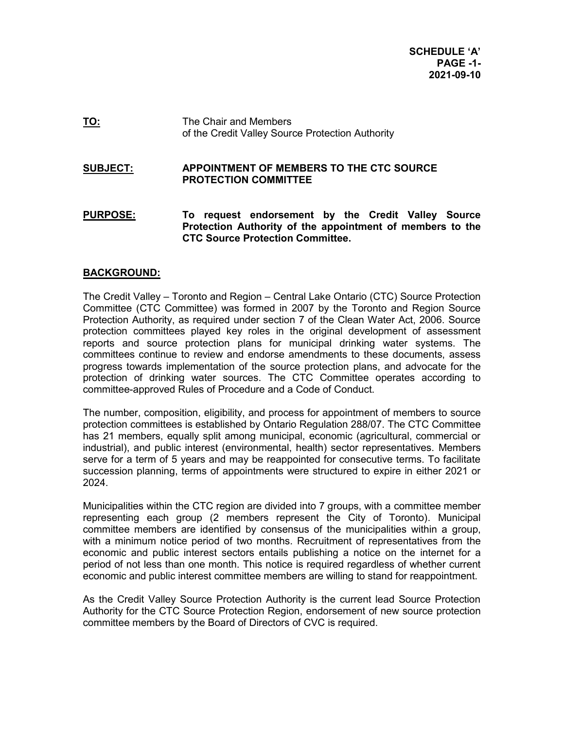**SCHEDULE 'A'**
**PAGE -1-**
**2021-09-10**

**TO:** The Chair and Members of the Credit Valley Source Protection Authority

**SUBJECT:** **APPOINTMENT OF MEMBERS TO THE CTC SOURCE PROTECTION COMMITTEE**

**PURPOSE:** **To request endorsement by the Credit Valley Source Protection Authority of the appointment of members to the CTC Source Protection Committee.**

## BACKGROUND:

The Credit Valley – Toronto and Region – Central Lake Ontario (CTC) Source Protection Committee (CTC Committee) was formed in 2007 by the Toronto and Region Source Protection Authority, as required under section 7 of the Clean Water Act, 2006. Source protection committees played key roles in the original development of assessment reports and source protection plans for municipal drinking water systems. The committees continue to review and endorse amendments to these documents, assess progress towards implementation of the source protection plans, and advocate for the protection of drinking water sources. The CTC Committee operates according to committee-approved Rules of Procedure and a Code of Conduct.

The number, composition, eligibility, and process for appointment of members to source protection committees is established by Ontario Regulation 288/07. The CTC Committee has 21 members, equally split among municipal, economic (agricultural, commercial or industrial), and public interest (environmental, health) sector representatives. Members serve for a term of 5 years and may be reappointed for consecutive terms. To facilitate succession planning, terms of appointments were structured to expire in either 2021 or 2024.

Municipalities within the CTC region are divided into 7 groups, with a committee member representing each group (2 members represent the City of Toronto). Municipal committee members are identified by consensus of the municipalities within a group, with a minimum notice period of two months. Recruitment of representatives from the economic and public interest sectors entails publishing a notice on the internet for a period of not less than one month. This notice is required regardless of whether current economic and public interest committee members are willing to stand for reappointment.

As the Credit Valley Source Protection Authority is the current lead Source Protection Authority for the CTC Source Protection Region, endorsement of new source protection committee members by the Board of Directors of CVC is required.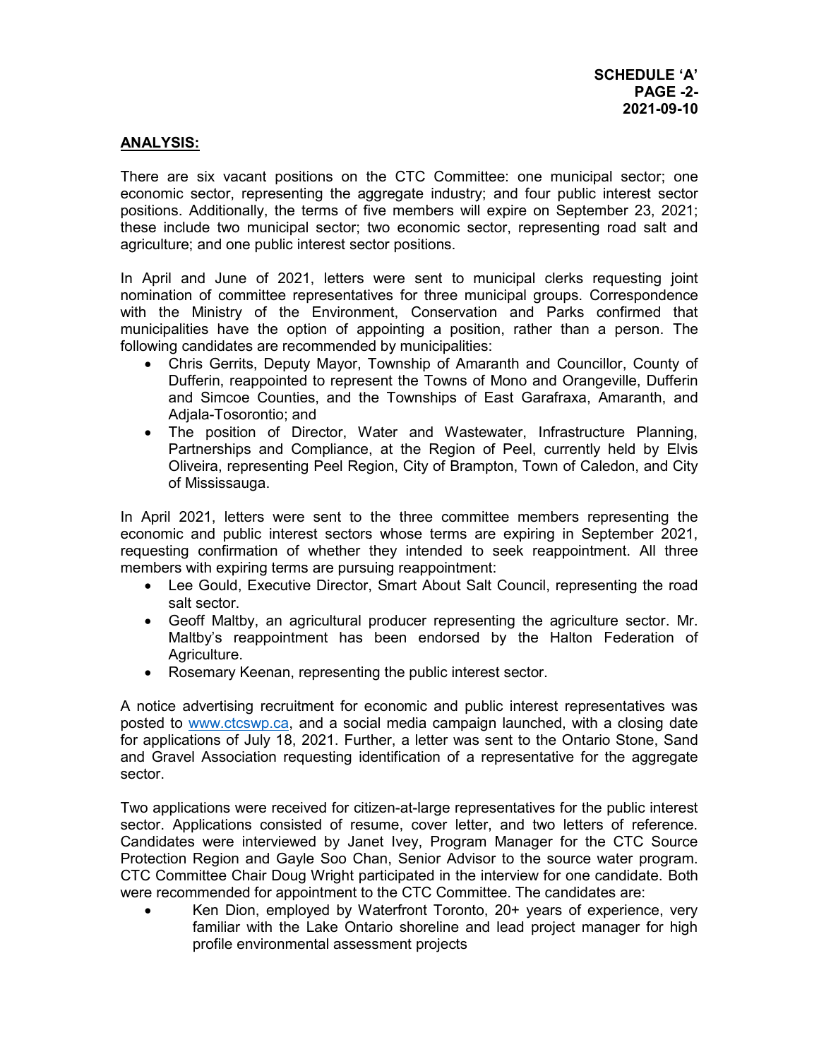**SCHEDULE 'A'**
**PAGE -2-**
**2021-09-10**

## ANALYSIS:

There are six vacant positions on the CTC Committee: one municipal sector; one economic sector, representing the aggregate industry; and four public interest sector positions. Additionally, the terms of five members will expire on September 23, 2021; these include two municipal sector; two economic sector, representing road salt and agriculture; and one public interest sector positions.

In April and June of 2021, letters were sent to municipal clerks requesting joint nomination of committee representatives for three municipal groups. Correspondence with the Ministry of the Environment, Conservation and Parks confirmed that municipalities have the option of appointing a position, rather than a person. The following candidates are recommended by municipalities:

- Chris Gerrits, Deputy Mayor, Township of Amaranth and Councillor, County of Dufferin, reappointed to represent the Towns of Mono and Orangeville, Dufferin and Simcoe Counties, and the Townships of East Garafraxa, Amaranth, and Adjala-Tosorontio; and
- The position of Director, Water and Wastewater, Infrastructure Planning, Partnerships and Compliance, at the Region of Peel, currently held by Elvis Oliveira, representing Peel Region, City of Brampton, Town of Caledon, and City of Mississauga.

In April 2021, letters were sent to the three committee members representing the economic and public interest sectors whose terms are expiring in September 2021, requesting confirmation of whether they intended to seek reappointment. All three members with expiring terms are pursuing reappointment:

- Lee Gould, Executive Director, Smart About Salt Council, representing the road salt sector.
- Geoff Maltby, an agricultural producer representing the agriculture sector. Mr. Maltby's reappointment has been endorsed by the Halton Federation of Agriculture.
- Rosemary Keenan, representing the public interest sector.

A notice advertising recruitment for economic and public interest representatives was posted to www.ctcswp.ca, and a social media campaign launched, with a closing date for applications of July 18, 2021. Further, a letter was sent to the Ontario Stone, Sand and Gravel Association requesting identification of a representative for the aggregate sector.

Two applications were received for citizen-at-large representatives for the public interest sector. Applications consisted of resume, cover letter, and two letters of reference. Candidates were interviewed by Janet Ivey, Program Manager for the CTC Source Protection Region and Gayle Soo Chan, Senior Advisor to the source water program. CTC Committee Chair Doug Wright participated in the interview for one candidate. Both were recommended for appointment to the CTC Committee. The candidates are:

- Ken Dion, employed by Waterfront Toronto, 20+ years of experience, very familiar with the Lake Ontario shoreline and lead project manager for high profile environmental assessment projects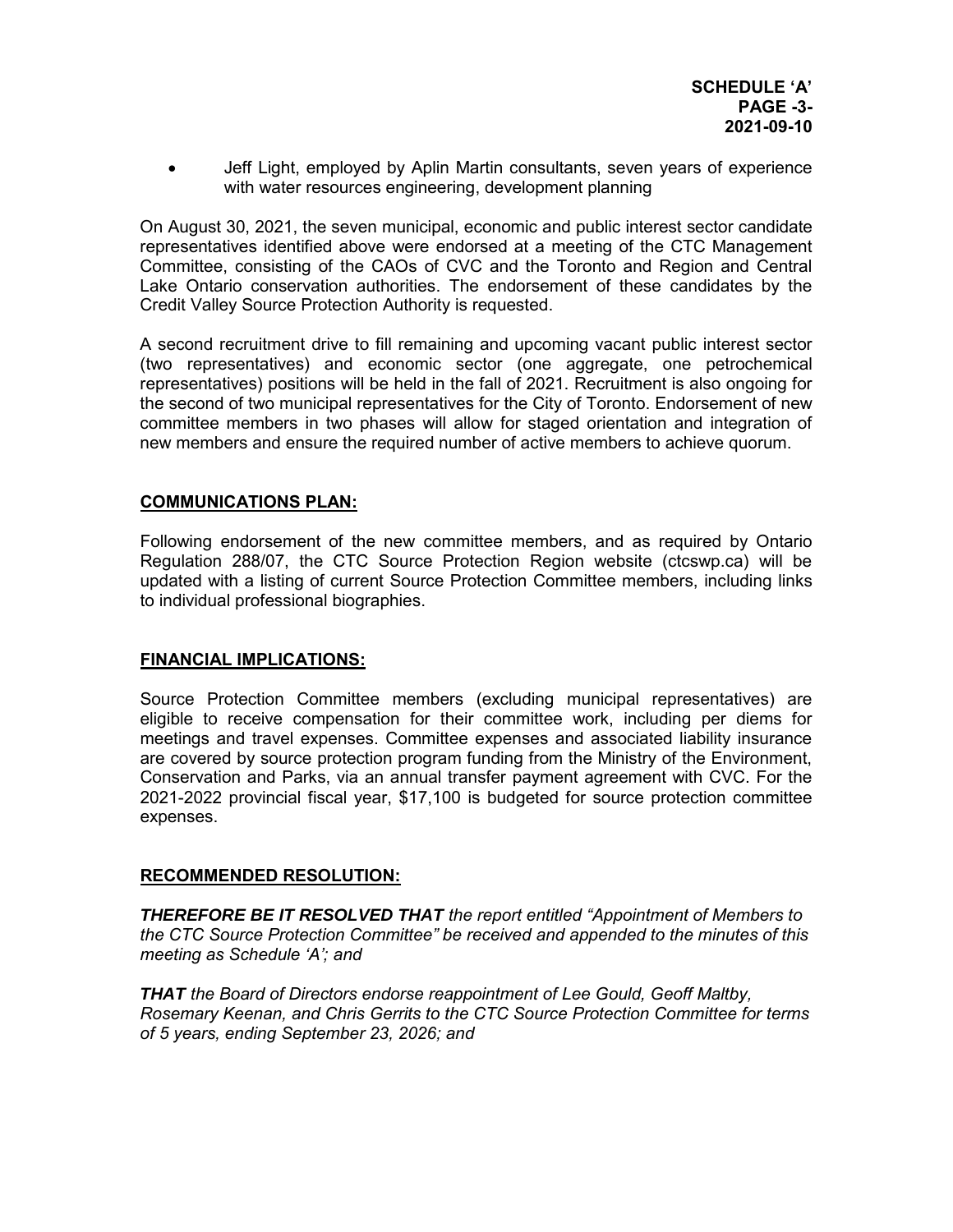- Jeff Light, employed by Aplin Martin consultants, seven years of experience with water resources engineering, development planning

On August 30, 2021, the seven municipal, economic and public interest sector candidate representatives identified above were endorsed at a meeting of the CTC Management Committee, consisting of the CAOs of CVC and the Toronto and Region and Central Lake Ontario conservation authorities. The endorsement of these candidates by the Credit Valley Source Protection Authority is requested.

A second recruitment drive to fill remaining and upcoming vacant public interest sector (two representatives) and economic sector (one aggregate, one petrochemical representatives) positions will be held in the fall of 2021. Recruitment is also ongoing for the second of two municipal representatives for the City of Toronto. Endorsement of new committee members in two phases will allow for staged orientation and integration of new members and ensure the required number of active members to achieve quorum.

## COMMUNICATIONS PLAN:

Following endorsement of the new committee members, and as required by Ontario Regulation 288/07, the CTC Source Protection Region website (ctcswp.ca) will be updated with a listing of current Source Protection Committee members, including links to individual professional biographies.

## FINANCIAL IMPLICATIONS:

Source Protection Committee members (excluding municipal representatives) are eligible to receive compensation for their committee work, including per diems for meetings and travel expenses. Committee expenses and associated liability insurance are covered by source protection program funding from the Ministry of the Environment, Conservation and Parks, via an annual transfer payment agreement with CVC. For the 2021-2022 provincial fiscal year, $17,100 is budgeted for source protection committee expenses.

## RECOMMENDED RESOLUTION:

***THEREFORE BE IT RESOLVED THAT*** *the report entitled "Appointment of Members to the CTC Source Protection Committee" be received and appended to the minutes of this meeting as Schedule 'A'; and*

***THAT*** *the Board of Directors endorse reappointment of Lee Gould, Geoff Maltby, Rosemary Keenan, and Chris Gerrits to the CTC Source Protection Committee for terms of 5 years, ending September 23, 2026; and*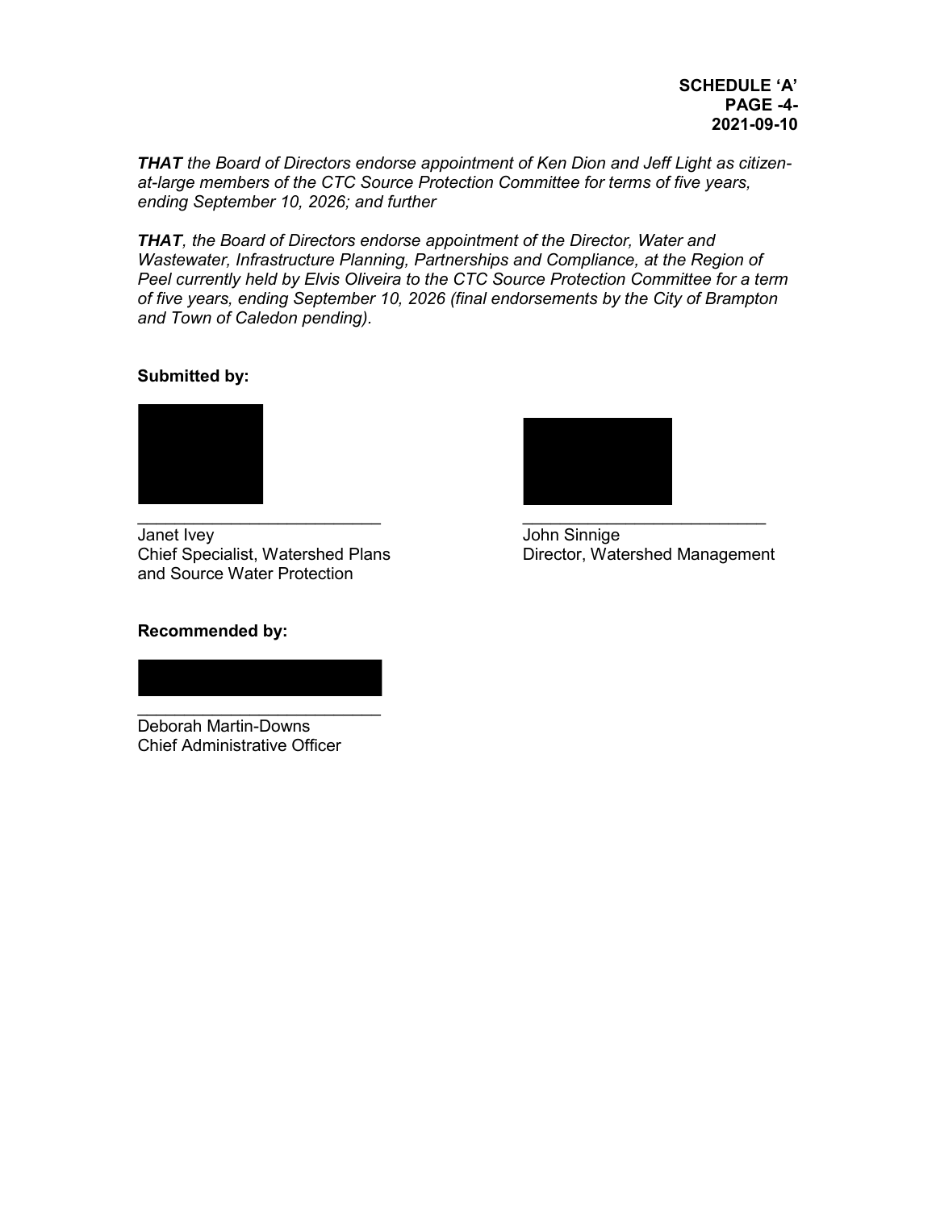**SCHEDULE 'A'**
**PAGE -4-**
**2021-09-10**

***THAT*** *the Board of Directors endorse appointment of Ken Dion and Jeff Light as citizen-at-large members of the CTC Source Protection Committee for terms of five years, ending September 10, 2026; and further*

***THAT****, the Board of Directors endorse appointment of the Director, Water and Wastewater, Infrastructure Planning, Partnerships and Compliance, at the Region of Peel currently held by Elvis Oliveira to the CTC Source Protection Committee for a term of five years, ending September 10, 2026 (final endorsements by the City of Brampton and Town of Caledon pending).*

**Submitted by:**

\_\_\_\_\_\_\_\_\_\_\_\_\_\_\_\_\_\_\_\_\_\_\_\_\_\_
Janet Ivey
Chief Specialist, Watershed Plans and Source Water Protection

\_\_\_\_\_\_\_\_\_\_\_\_\_\_\_\_\_\_\_\_\_\_\_\_\_\_
John Sinnige
Director, Watershed Management

**Recommended by:**

\_\_\_\_\_\_\_\_\_\_\_\_\_\_\_\_\_\_\_\_\_\_\_\_\_\_
Deborah Martin-Downs
Chief Administrative Officer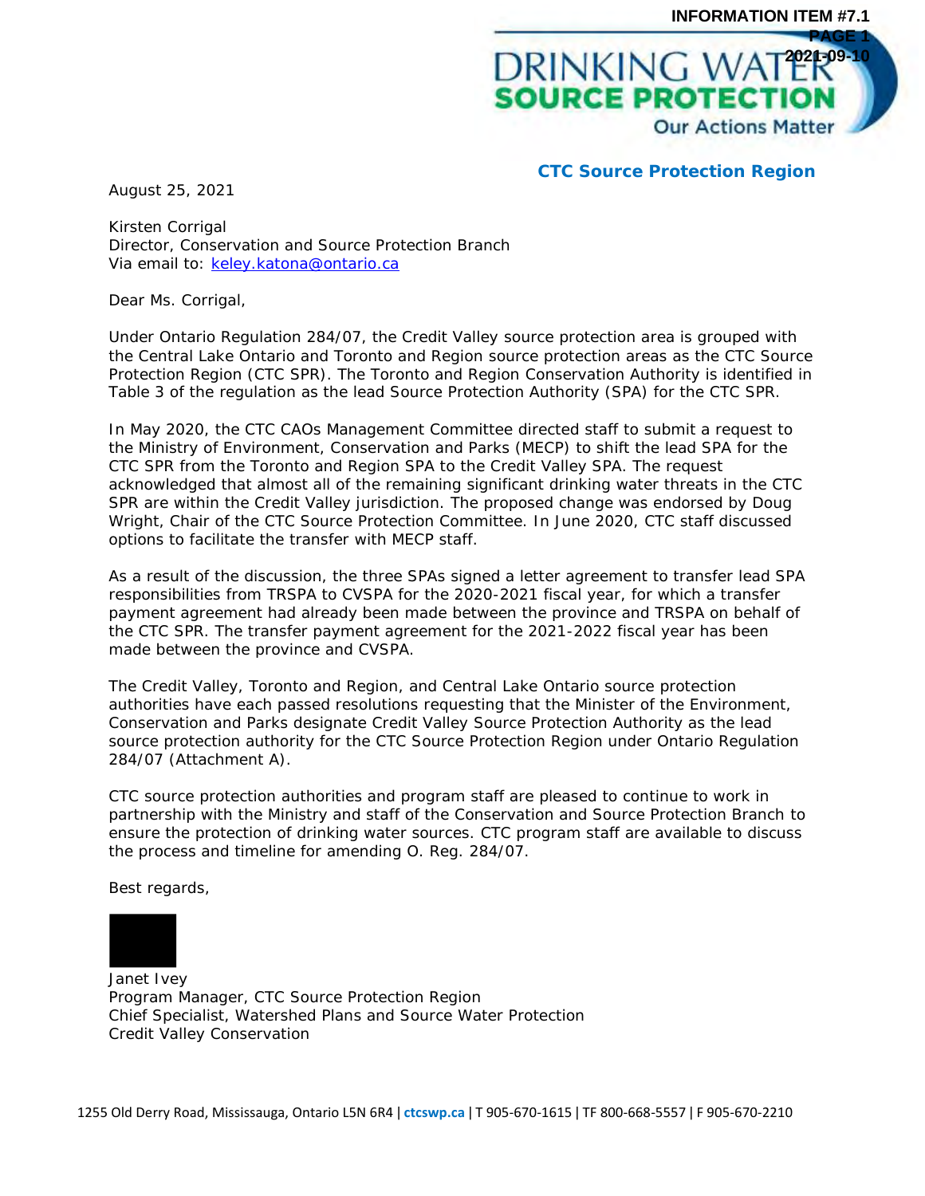INFORMATION ITEM #7.1
PAGE 1
2021-09-10

DRINKING WATER SOURCE PROTECTION
Our Actions Matter

**CTC Source Protection Region**

August 25, 2021

Kirsten Corrigal
Director, Conservation and Source Protection Branch
Via email to: keley.katona@ontario.ca

Dear Ms. Corrigal,

Under Ontario Regulation 284/07, the Credit Valley source protection area is grouped with the Central Lake Ontario and Toronto and Region source protection areas as the CTC Source Protection Region (CTC SPR). The Toronto and Region Conservation Authority is identified in Table 3 of the regulation as the lead Source Protection Authority (SPA) for the CTC SPR.

In May 2020, the CTC CAOs Management Committee directed staff to submit a request to the Ministry of Environment, Conservation and Parks (MECP) to shift the lead SPA for the CTC SPR from the Toronto and Region SPA to the Credit Valley SPA. The request acknowledged that almost all of the remaining significant drinking water threats in the CTC SPR are within the Credit Valley jurisdiction. The proposed change was endorsed by Doug Wright, Chair of the CTC Source Protection Committee. In June 2020, CTC staff discussed options to facilitate the transfer with MECP staff.

As a result of the discussion, the three SPAs signed a letter agreement to transfer lead SPA responsibilities from TRSPA to CVSPA for the 2020-2021 fiscal year, for which a transfer payment agreement had already been made between the province and TRSPA on behalf of the CTC SPR. The transfer payment agreement for the 2021-2022 fiscal year has been made between the province and CVSPA.

The Credit Valley, Toronto and Region, and Central Lake Ontario source protection authorities have each passed resolutions requesting that the Minister of the Environment, Conservation and Parks designate Credit Valley Source Protection Authority as the lead source protection authority for the CTC Source Protection Region under Ontario Regulation 284/07 (Attachment A).

CTC source protection authorities and program staff are pleased to continue to work in partnership with the Ministry and staff of the Conservation and Source Protection Branch to ensure the protection of drinking water sources. CTC program staff are available to discuss the process and timeline for amending O. Reg. 284/07.

Best regards,

Janet Ivey
Program Manager, CTC Source Protection Region
Chief Specialist, Watershed Plans and Source Water Protection
Credit Valley Conservation

1255 Old Derry Road, Mississauga, Ontario L5N 6R4 | ctcswp.ca | T 905-670-1615 | TF 800-668-5557 | F 905-670-2210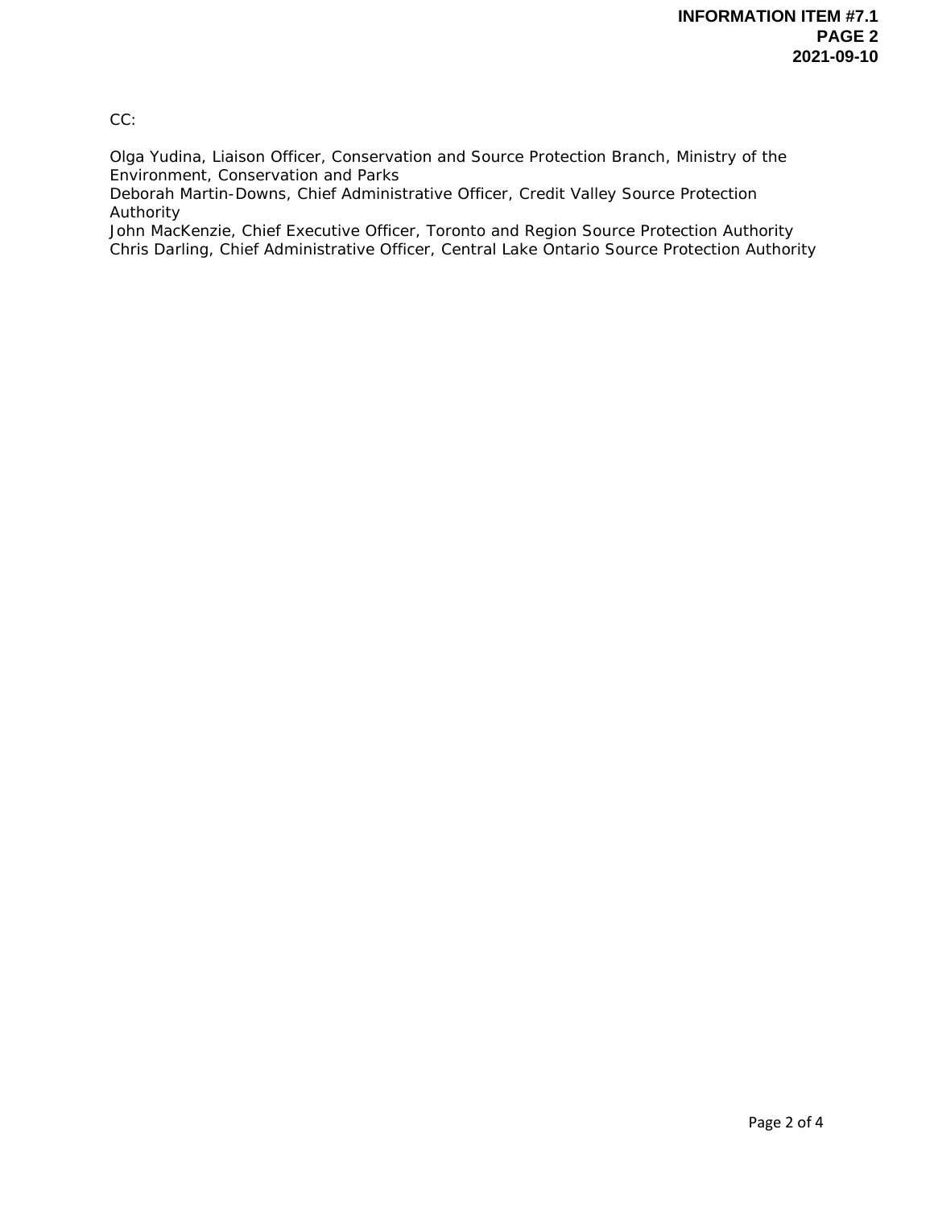CC:

Olga Yudina, Liaison Officer, Conservation and Source Protection Branch, Ministry of the Environment, Conservation and Parks
Deborah Martin-Downs, Chief Administrative Officer, Credit Valley Source Protection Authority
John MacKenzie, Chief Executive Officer, Toronto and Region Source Protection Authority
Chris Darling, Chief Administrative Officer, Central Lake Ontario Source Protection Authority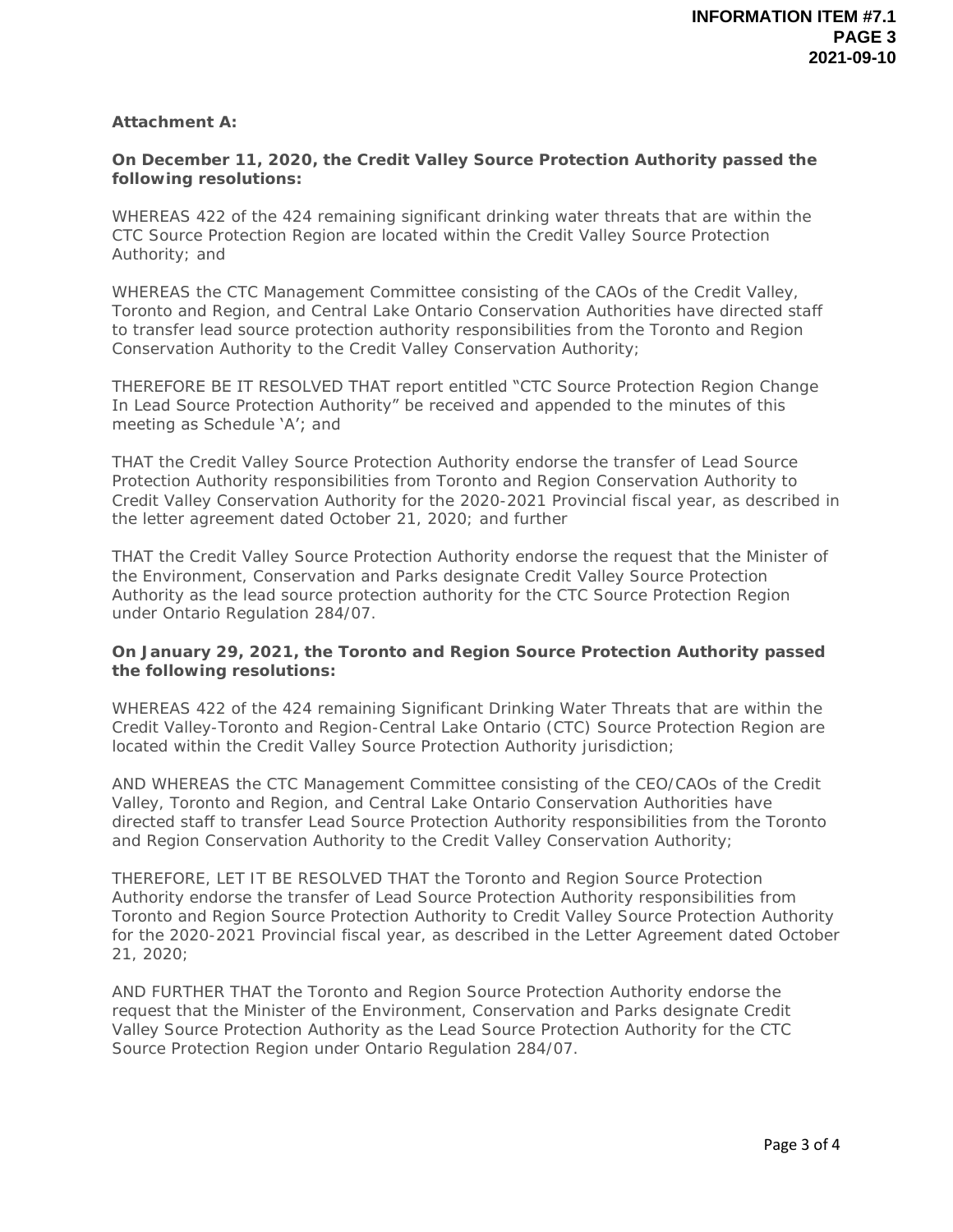**Attachment A:**

**On December 11, 2020, the Credit Valley Source Protection Authority passed the following resolutions:**

WHEREAS 422 of the 424 remaining significant drinking water threats that are within the CTC Source Protection Region are located within the Credit Valley Source Protection Authority; and

WHEREAS the CTC Management Committee consisting of the CAOs of the Credit Valley, Toronto and Region, and Central Lake Ontario Conservation Authorities have directed staff to transfer lead source protection authority responsibilities from the Toronto and Region Conservation Authority to the Credit Valley Conservation Authority;

THEREFORE BE IT RESOLVED THAT report entitled "CTC Source Protection Region Change In Lead Source Protection Authority" be received and appended to the minutes of this meeting as Schedule 'A'; and

THAT the Credit Valley Source Protection Authority endorse the transfer of Lead Source Protection Authority responsibilities from Toronto and Region Conservation Authority to Credit Valley Conservation Authority for the 2020-2021 Provincial fiscal year, as described in the letter agreement dated October 21, 2020; and further

THAT the Credit Valley Source Protection Authority endorse the request that the Minister of the Environment, Conservation and Parks designate Credit Valley Source Protection Authority as the lead source protection authority for the CTC Source Protection Region under Ontario Regulation 284/07.

**On January 29, 2021, the Toronto and Region Source Protection Authority passed the following resolutions:**

WHEREAS 422 of the 424 remaining Significant Drinking Water Threats that are within the Credit Valley-Toronto and Region-Central Lake Ontario (CTC) Source Protection Region are located within the Credit Valley Source Protection Authority jurisdiction;

AND WHEREAS the CTC Management Committee consisting of the CEO/CAOs of the Credit Valley, Toronto and Region, and Central Lake Ontario Conservation Authorities have directed staff to transfer Lead Source Protection Authority responsibilities from the Toronto and Region Conservation Authority to the Credit Valley Conservation Authority;

THEREFORE, LET IT BE RESOLVED THAT the Toronto and Region Source Protection Authority endorse the transfer of Lead Source Protection Authority responsibilities from Toronto and Region Source Protection Authority to Credit Valley Source Protection Authority for the 2020-2021 Provincial fiscal year, as described in the Letter Agreement dated October 21, 2020;

AND FURTHER THAT the Toronto and Region Source Protection Authority endorse the request that the Minister of the Environment, Conservation and Parks designate Credit Valley Source Protection Authority as the Lead Source Protection Authority for the CTC Source Protection Region under Ontario Regulation 284/07.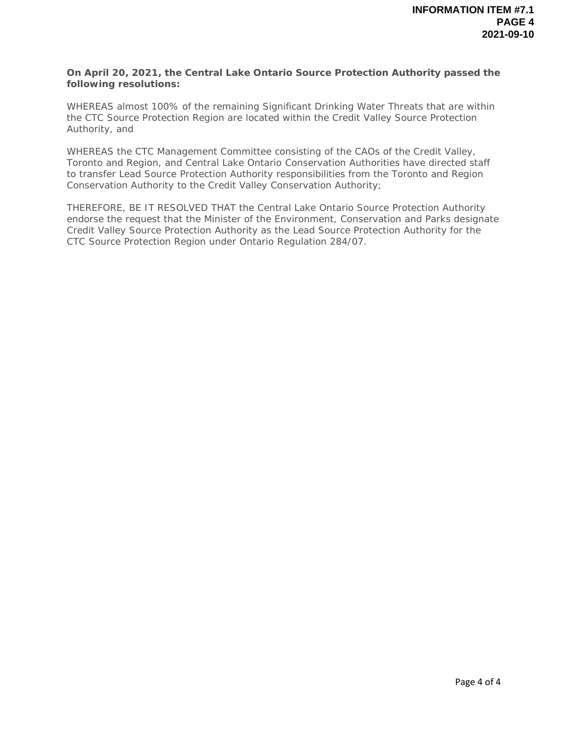**On April 20, 2021, the Central Lake Ontario Source Protection Authority passed the following resolutions:**

WHEREAS almost 100% of the remaining Significant Drinking Water Threats that are within the CTC Source Protection Region are located within the Credit Valley Source Protection Authority, and

WHEREAS the CTC Management Committee consisting of the CAOs of the Credit Valley, Toronto and Region, and Central Lake Ontario Conservation Authorities have directed staff to transfer Lead Source Protection Authority responsibilities from the Toronto and Region Conservation Authority to the Credit Valley Conservation Authority;

THEREFORE, BE IT RESOLVED THAT the Central Lake Ontario Source Protection Authority endorse the request that the Minister of the Environment, Conservation and Parks designate Credit Valley Source Protection Authority as the Lead Source Protection Authority for the CTC Source Protection Region under Ontario Regulation 284/07.